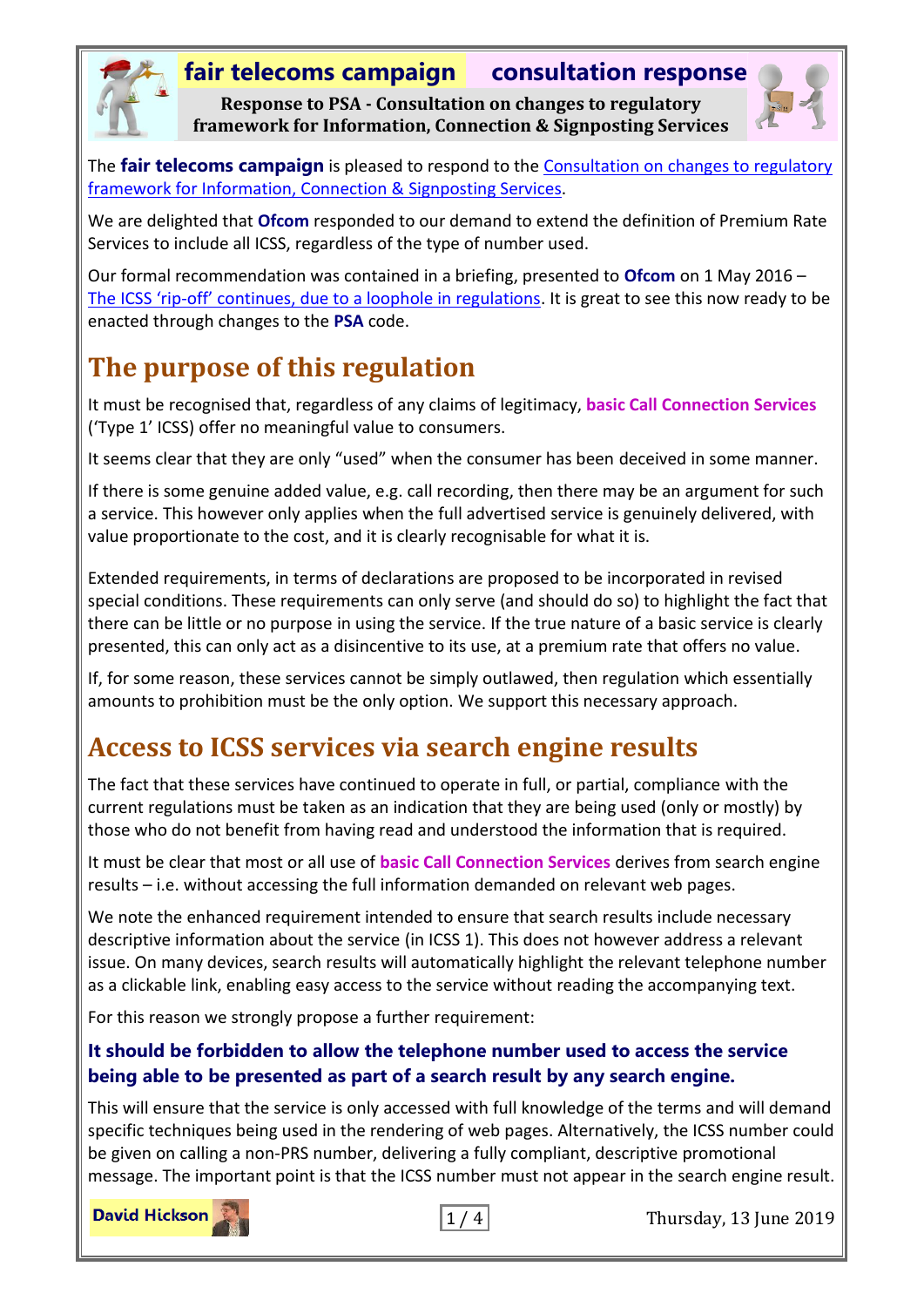**fair telecoms campaign** **consultation response**

**Response to PSA - Consultation on changes to regulatory framework for Information, Connection & Signposting Services**

The **fair telecoms campaign** is pleased to respond to the Consultation on changes to regulatory framework for Information, Connection & Signposting Services.

We are delighted that **Ofcom** responded to our demand to extend the definition of Premium Rate Services to include all ICSS, regardless of the type of number used.

Our formal recommendation was contained in a briefing, presented to **Ofcom** on 1 May 2016 – The ICSS 'rip-off' continues, due to a loophole in regulations. It is great to see this now ready to be enacted through changes to the **PSA** code.

# The purpose of this regulation

It must be recognised that, regardless of any claims of legitimacy, **basic Call Connection Services** ('Type 1' ICSS) offer no meaningful value to consumers.

It seems clear that they are only "used" when the consumer has been deceived in some manner.

If there is some genuine added value, e.g. call recording, then there may be an argument for such a service. This however only applies when the full advertised service is genuinely delivered, with value proportionate to the cost, and it is clearly recognisable for what it is.

Extended requirements, in terms of declarations are proposed to be incorporated in revised special conditions. These requirements can only serve (and should do so) to highlight the fact that there can be little or no purpose in using the service. If the true nature of a basic service is clearly presented, this can only act as a disincentive to its use, at a premium rate that offers no value.

If, for some reason, these services cannot be simply outlawed, then regulation which essentially amounts to prohibition must be the only option. We support this necessary approach.

# Access to ICSS services via search engine results

The fact that these services have continued to operate in full, or partial, compliance with the current regulations must be taken as an indication that they are being used (only or mostly) by those who do not benefit from having read and understood the information that is required.

It must be clear that most or all use of **basic Call Connection Services** derives from search engine results – i.e. without accessing the full information demanded on relevant web pages.

We note the enhanced requirement intended to ensure that search results include necessary descriptive information about the service (in ICSS 1). This does not however address a relevant issue. On many devices, search results will automatically highlight the relevant telephone number as a clickable link, enabling easy access to the service without reading the accompanying text.

For this reason we strongly propose a further requirement:

**It should be forbidden to allow the telephone number used to access the service being able to be presented as part of a search result by any search engine.**

This will ensure that the service is only accessed with full knowledge of the terms and will demand specific techniques being used in the rendering of web pages. Alternatively, the ICSS number could be given on calling a non-PRS number, delivering a fully compliant, descriptive promotional message. The important point is that the ICSS number must not appear in the search engine result.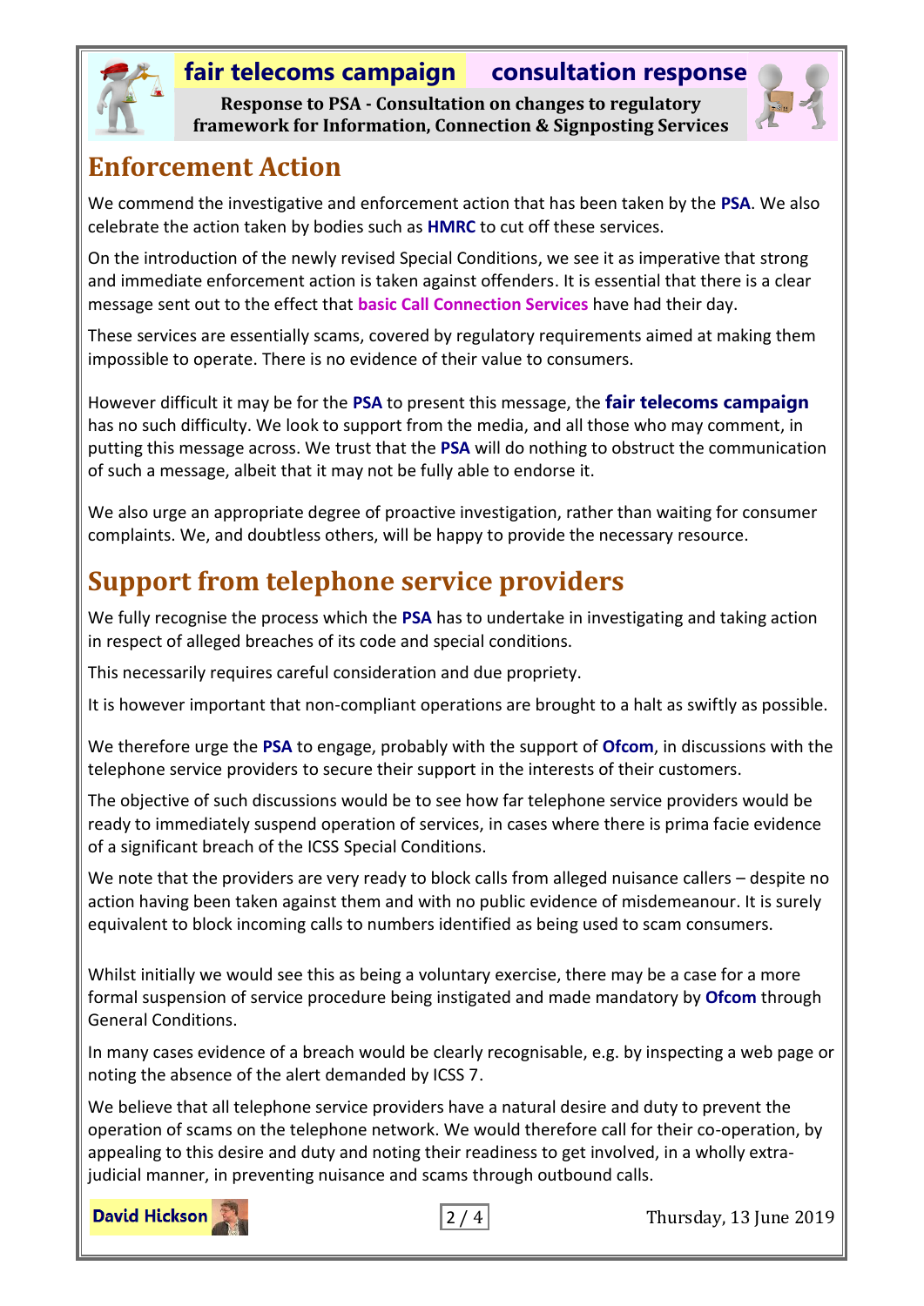## Enforcement Action

We commend the investigative and enforcement action that has been taken by the **PSA**. We also celebrate the action taken by bodies such as **HMRC** to cut off these services.

On the introduction of the newly revised Special Conditions, we see it as imperative that strong and immediate enforcement action is taken against offenders. It is essential that there is a clear message sent out to the effect that **basic Call Connection Services** have had their day.

These services are essentially scams, covered by regulatory requirements aimed at making them impossible to operate. There is no evidence of their value to consumers.

However difficult it may be for the **PSA** to present this message, the **fair telecoms campaign** has no such difficulty. We look to support from the media, and all those who may comment, in putting this message across. We trust that the **PSA** will do nothing to obstruct the communication of such a message, albeit that it may not be fully able to endorse it.

We also urge an appropriate degree of proactive investigation, rather than waiting for consumer complaints. We, and doubtless others, will be happy to provide the necessary resource.

## Support from telephone service providers

We fully recognise the process which the **PSA** has to undertake in investigating and taking action in respect of alleged breaches of its code and special conditions.

This necessarily requires careful consideration and due propriety.

It is however important that non-compliant operations are brought to a halt as swiftly as possible.

We therefore urge the **PSA** to engage, probably with the support of **Ofcom**, in discussions with the telephone service providers to secure their support in the interests of their customers.

The objective of such discussions would be to see how far telephone service providers would be ready to immediately suspend operation of services, in cases where there is prima facie evidence of a significant breach of the ICSS Special Conditions.

We note that the providers are very ready to block calls from alleged nuisance callers – despite no action having been taken against them and with no public evidence of misdemeanour. It is surely equivalent to block incoming calls to numbers identified as being used to scam consumers.

Whilst initially we would see this as being a voluntary exercise, there may be a case for a more formal suspension of service procedure being instigated and made mandatory by **Ofcom** through General Conditions.

In many cases evidence of a breach would be clearly recognisable, e.g. by inspecting a web page or noting the absence of the alert demanded by ICSS 7.

We believe that all telephone service providers have a natural desire and duty to prevent the operation of scams on the telephone network. We would therefore call for their co-operation, by appealing to this desire and duty and noting their readiness to get involved, in a wholly extra-judicial manner, in preventing nuisance and scams through outbound calls.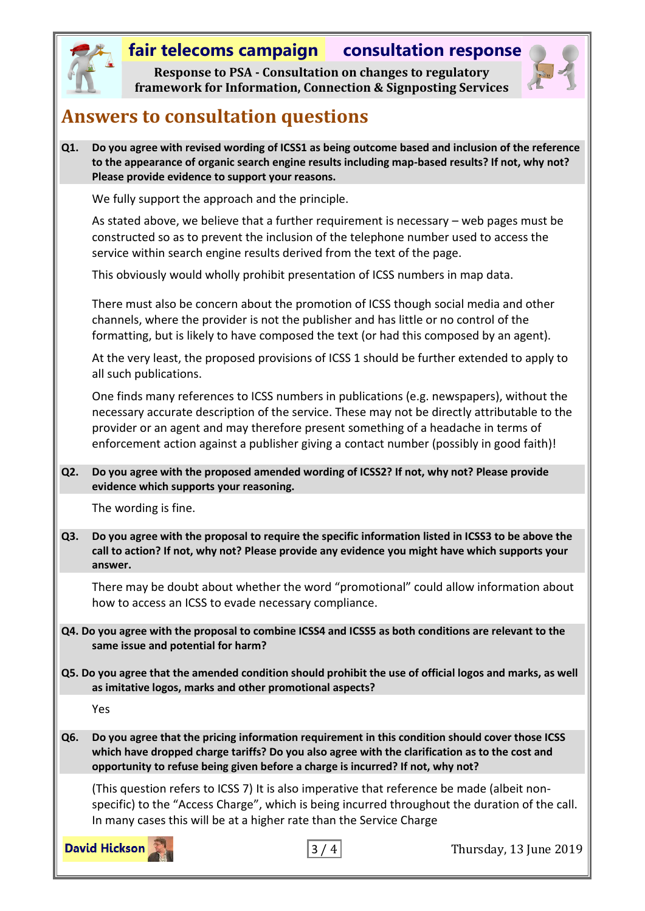# Answers to consultation questions

**Q1. Do you agree with revised wording of ICSS1 as being outcome based and inclusion of the reference to the appearance of organic search engine results including map-based results? If not, why not? Please provide evidence to support your reasons.**

We fully support the approach and the principle.

As stated above, we believe that a further requirement is necessary – web pages must be constructed so as to prevent the inclusion of the telephone number used to access the service within search engine results derived from the text of the page.

This obviously would wholly prohibit presentation of ICSS numbers in map data.

There must also be concern about the promotion of ICSS though social media and other channels, where the provider is not the publisher and has little or no control of the formatting, but is likely to have composed the text (or had this composed by an agent).

At the very least, the proposed provisions of ICSS 1 should be further extended to apply to all such publications.

One finds many references to ICSS numbers in publications (e.g. newspapers), without the necessary accurate description of the service. These may not be directly attributable to the provider or an agent and may therefore present something of a headache in terms of enforcement action against a publisher giving a contact number (possibly in good faith)!

**Q2. Do you agree with the proposed amended wording of ICSS2? If not, why not? Please provide evidence which supports your reasoning.**

The wording is fine.

**Q3. Do you agree with the proposal to require the specific information listed in ICSS3 to be above the call to action? If not, why not? Please provide any evidence you might have which supports your answer.**

There may be doubt about whether the word "promotional" could allow information about how to access an ICSS to evade necessary compliance.

**Q4. Do you agree with the proposal to combine ICSS4 and ICSS5 as both conditions are relevant to the same issue and potential for harm?**

**Q5. Do you agree that the amended condition should prohibit the use of official logos and marks, as well as imitative logos, marks and other promotional aspects?**

Yes

**Q6. Do you agree that the pricing information requirement in this condition should cover those ICSS which have dropped charge tariffs? Do you also agree with the clarification as to the cost and opportunity to refuse being given before a charge is incurred? If not, why not?**

(This question refers to ICSS 7) It is also imperative that reference be made (albeit non-specific) to the "Access Charge", which is being incurred throughout the duration of the call. In many cases this will be at a higher rate than the Service Charge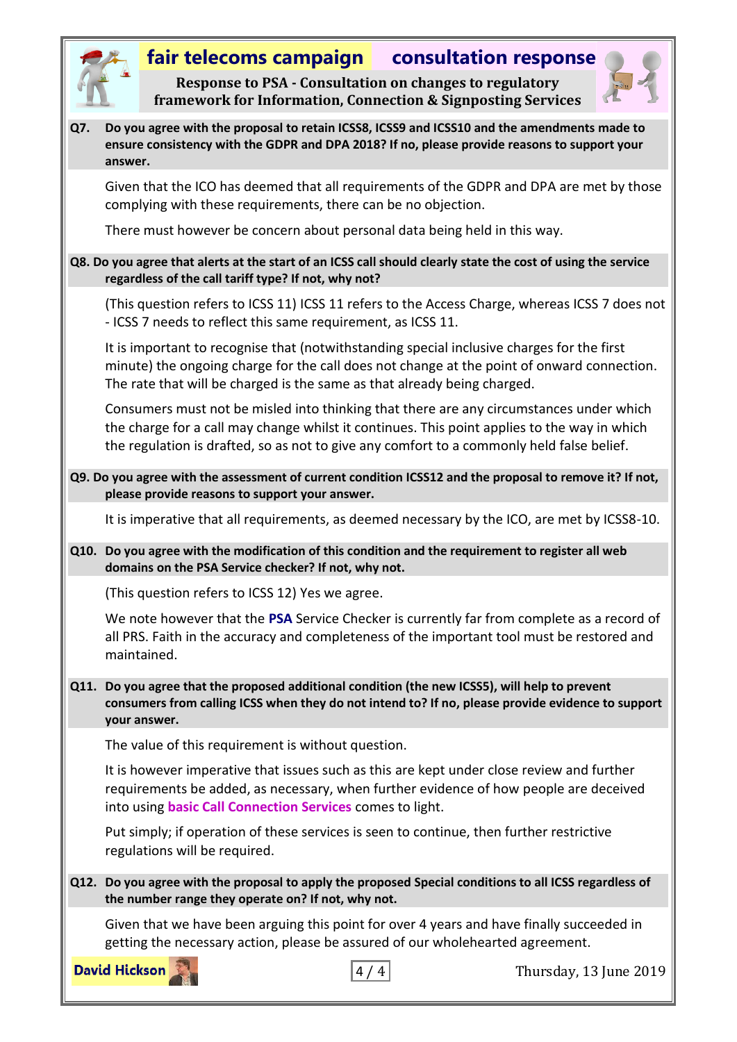**Q7. Do you agree with the proposal to retain ICSS8, ICSS9 and ICSS10 and the amendments made to ensure consistency with the GDPR and DPA 2018? If no, please provide reasons to support your answer.**

Given that the ICO has deemed that all requirements of the GDPR and DPA are met by those complying with these requirements, there can be no objection.

There must however be concern about personal data being held in this way.

**Q8. Do you agree that alerts at the start of an ICSS call should clearly state the cost of using the service regardless of the call tariff type? If not, why not?**

(This question refers to ICSS 11) ICSS 11 refers to the Access Charge, whereas ICSS 7 does not - ICSS 7 needs to reflect this same requirement, as ICSS 11.

It is important to recognise that (notwithstanding special inclusive charges for the first minute) the ongoing charge for the call does not change at the point of onward connection. The rate that will be charged is the same as that already being charged.

Consumers must not be misled into thinking that there are any circumstances under which the charge for a call may change whilst it continues. This point applies to the way in which the regulation is drafted, so as not to give any comfort to a commonly held false belief.

**Q9. Do you agree with the assessment of current condition ICSS12 and the proposal to remove it? If not, please provide reasons to support your answer.**

It is imperative that all requirements, as deemed necessary by the ICO, are met by ICSS8-10.

**Q10. Do you agree with the modification of this condition and the requirement to register all web domains on the PSA Service checker? If not, why not.**

(This question refers to ICSS 12) Yes we agree.

We note however that the **PSA** Service Checker is currently far from complete as a record of all PRS. Faith in the accuracy and completeness of the important tool must be restored and maintained.

**Q11. Do you agree that the proposed additional condition (the new ICSS5), will help to prevent consumers from calling ICSS when they do not intend to? If no, please provide evidence to support your answer.**

The value of this requirement is without question.

It is however imperative that issues such as this are kept under close review and further requirements be added, as necessary, when further evidence of how people are deceived into using **basic Call Connection Services** comes to light.

Put simply; if operation of these services is seen to continue, then further restrictive regulations will be required.

**Q12. Do you agree with the proposal to apply the proposed Special conditions to all ICSS regardless of the number range they operate on? If not, why not.**

Given that we have been arguing this point for over 4 years and have finally succeeded in getting the necessary action, please be assured of our wholehearted agreement.